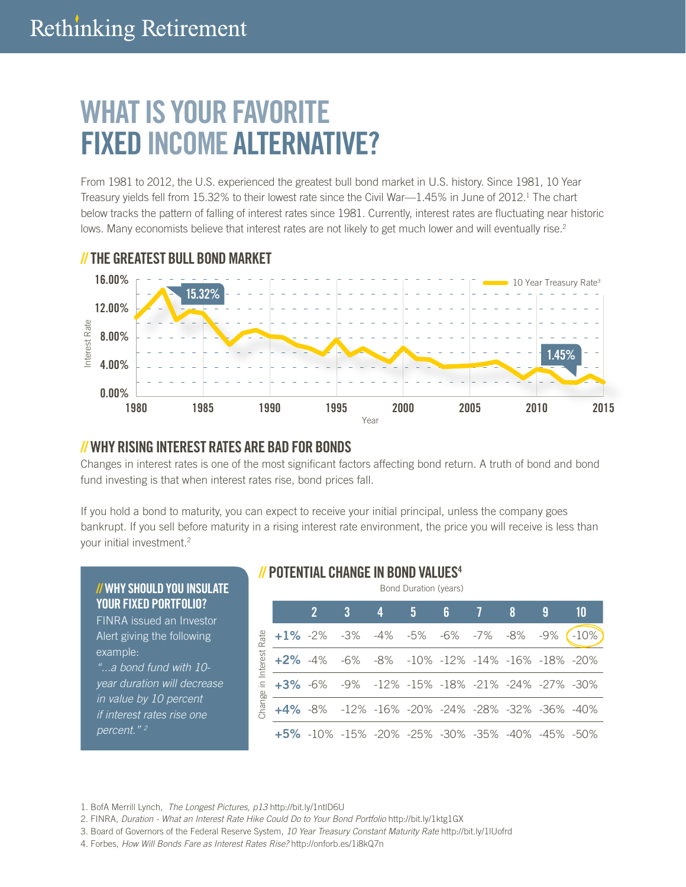# WHAT IS YOUR FAVORITE FIXED INCOME ALTERNATIVE?

From 1981 to 2012, the U.S. experienced the greatest bull bond market in U.S. history. Since 1981, 10 Year Treasury yields fell from 15.32% to their lowest rate since the Civil War—1.45% in June of 2012.[1] The chart below tracks the pattern of falling of interest rates since 1981. Currently, interest rates are fluctuating near historic lows. Many economists believe that interest rates are not likely to get much lower and will eventually rise.[2]

## // THE GREATEST BULL BOND MARKET

10 Year Treasury Rate[3]

Interest Rate: 0.00%, 4.00%, 8.00%, 12.00%, 16.00%

Year: 1980, 1985, 1990, 1995, 2000, 2005, 2010, 2015

15.32%

1.45%

## // WHY RISING INTEREST RATES ARE BAD FOR BONDS

Changes in interest rates is one of the most significant factors affecting bond return. A truth of bond and bond fund investing is that when interest rates rise, bond prices fall.

If you hold a bond to maturity, you can expect to receive your initial principal, unless the company goes bankrupt. If you sell before maturity in a rising interest rate environment, the price you will receive is less than your initial investment.[2]

### // WHY SHOULD YOU INSULATE YOUR FIXED PORTFOLIO?

FINRA issued an Investor Alert giving the following example:

*"...a bond fund with 10-year duration will decrease in value by 10 percent if interest rates rise one percent."* [2]

### // POTENTIAL CHANGE IN BOND VALUES[4]

Bond Duration (years)

| Change in Interest Rate | 2 | 3 | 4 | 5 | 6 | 7 | 8 | 9 | 10 |
|---|---|---|---|---|---|---|---|---|---|
| +1% | -2% | -3% | -4% | -5% | -6% | -7% | -8% | -9% | -10% |
| +2% | -4% | -6% | -8% | -10% | -12% | -14% | -16% | -18% | -20% |
| +3% | -6% | -9% | -12% | -15% | -18% | -21% | -24% | -27% | -30% |
| +4% | -8% | -12% | -16% | -20% | -24% | -28% | -32% | -36% | -40% |
| +5% | -10% | -15% | -20% | -25% | -30% | -35% | -40% | -45% | -50% |

1. BofA Merrill Lynch, *The Longest Pictures, p13* http://bit.ly/1ntlD6U
2. FINRA, *Duration - What an Interest Rate Hike Could Do to Your Bond Portfolio* http://bit.ly/1ktg1GX
3. Board of Governors of the Federal Reserve System, *10 Year Treasury Constant Maturity Rate* http://bit.ly/1lUofrd
4. Forbes, *How Will Bonds Fare as Interest Rates Rise?* http://onforb.es/1i8kQ7n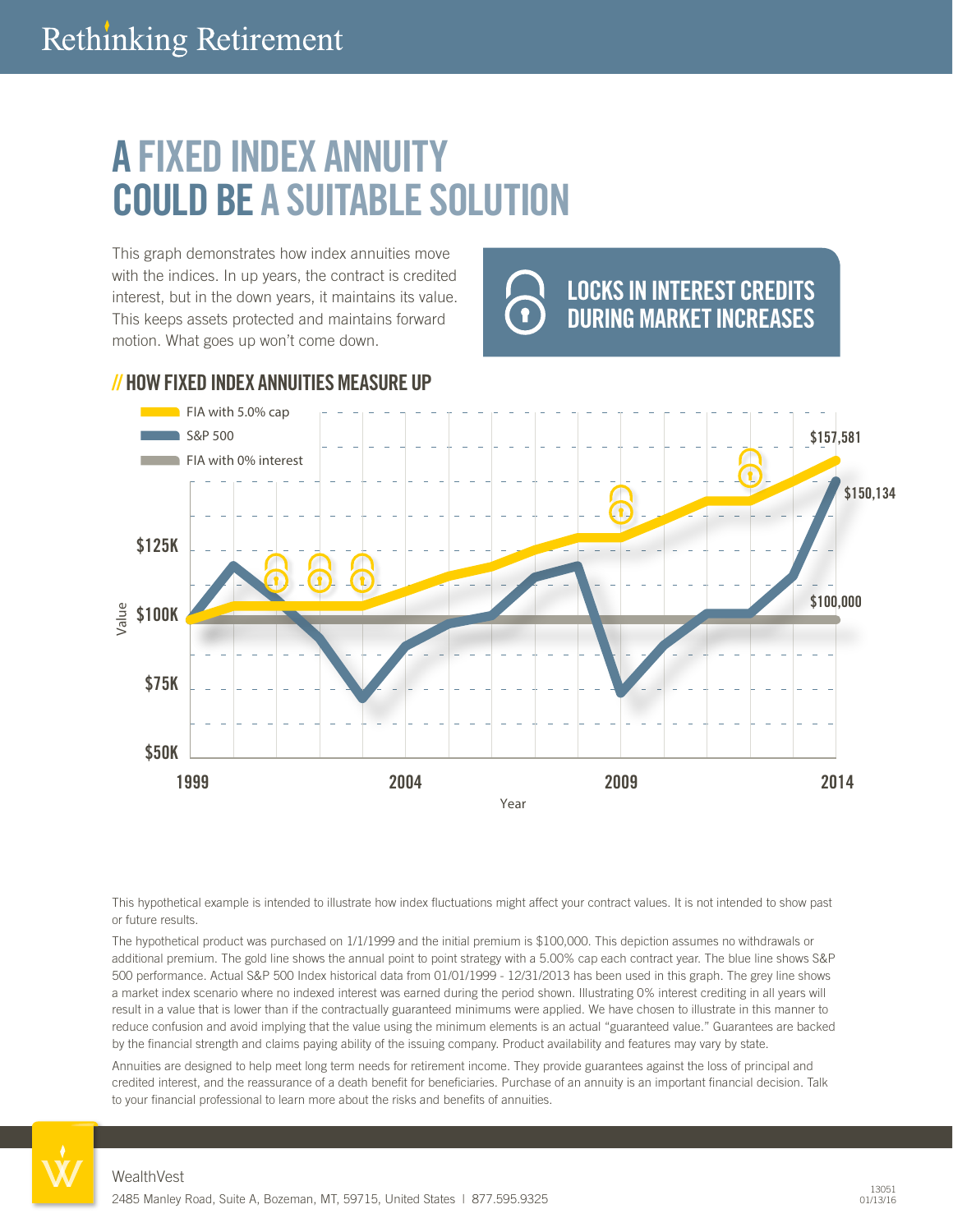Rethinking Retirement

# A FIXED INDEX ANNUITY COULD BE A SUITABLE SOLUTION

This graph demonstrates how index annuities move with the indices. In up years, the contract is credited interest, but in the down years, it maintains its value. This keeps assets protected and maintains forward motion. What goes up won't come down.

**LOCKS IN INTEREST CREDITS DURING MARKET INCREASES**

## // HOW FIXED INDEX ANNUITIES MEASURE UP

FIA with 5.0% cap

S&P 500

FIA with 0% interest

$157,581

$150,134

$100,000

Value

$125K

$100K

$75K

$50K

1999

2004

2009

2014

Year

This hypothetical example is intended to illustrate how index fluctuations might affect your contract values. It is not intended to show past or future results.

The hypothetical product was purchased on 1/1/1999 and the initial premium is $100,000. This depiction assumes no withdrawals or additional premium. The gold line shows the annual point to point strategy with a 5.00% cap each contract year. The blue line shows S&P 500 performance. Actual S&P 500 Index historical data from 01/01/1999 - 12/31/2013 has been used in this graph. The grey line shows a market index scenario where no indexed interest was earned during the period shown. Illustrating 0% interest crediting in all years will result in a value that is lower than if the contractually guaranteed minimums were applied. We have chosen to illustrate in this manner to reduce confusion and avoid implying that the value using the minimum elements is an actual "guaranteed value." Guarantees are backed by the financial strength and claims paying ability of the issuing company. Product availability and features may vary by state.

Annuities are designed to help meet long term needs for retirement income. They provide guarantees against the loss of principal and credited interest, and the reassurance of a death benefit for beneficiaries. Purchase of an annuity is an important financial decision. Talk to your financial professional to learn more about the risks and benefits of annuities.

WealthVest

2485 Manley Road, Suite A, Bozeman, MT, 59715, United States | 877.595.9325

13051
01/13/16